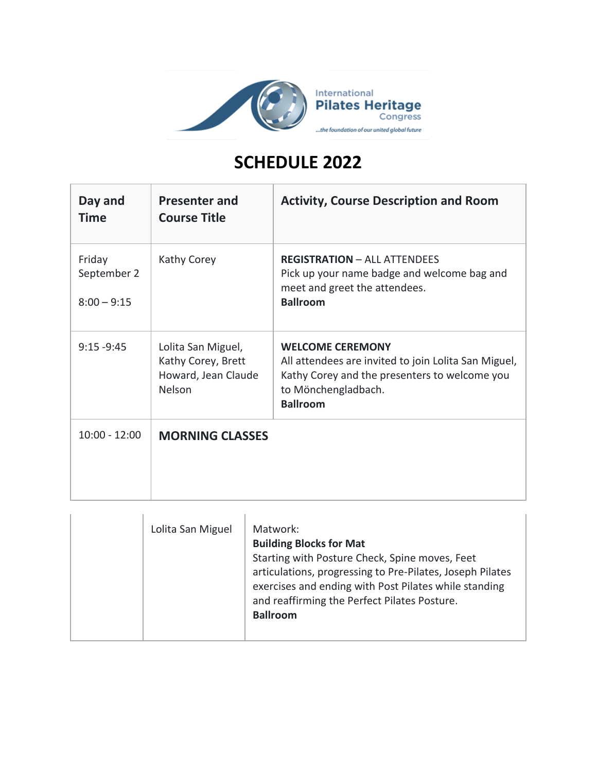International Pilates Heritage Congress

*...the foundation of our united global future*

# SCHEDULE 2022

| Day and Time | Presenter and Course Title | Activity, Course Description and Room |
|---|---|---|
| Friday September 2<br><br>8:00 – 9:15 | Kathy Corey | **REGISTRATION** – ALL ATTENDEES<br>Pick up your name badge and welcome bag and meet and greet the attendees.<br>**Ballroom** |
| 9:15 -9:45 | Lolita San Miguel, Kathy Corey, Brett Howard, Jean Claude Nelson | **WELCOME CEREMONY**<br>All attendees are invited to join Lolita San Miguel, Kathy Corey and the presenters to welcome you to Mönchengladbach.<br>**Ballroom** |
| 10:00 - 12:00 | **MORNING CLASSES** | |
| | Lolita San Miguel | Matwork:<br>**Building Blocks for Mat**<br>Starting with Posture Check, Spine moves, Feet articulations, progressing to Pre-Pilates, Joseph Pilates exercises and ending with Post Pilates while standing and reaffirming the Perfect Pilates Posture.<br>**Ballroom** |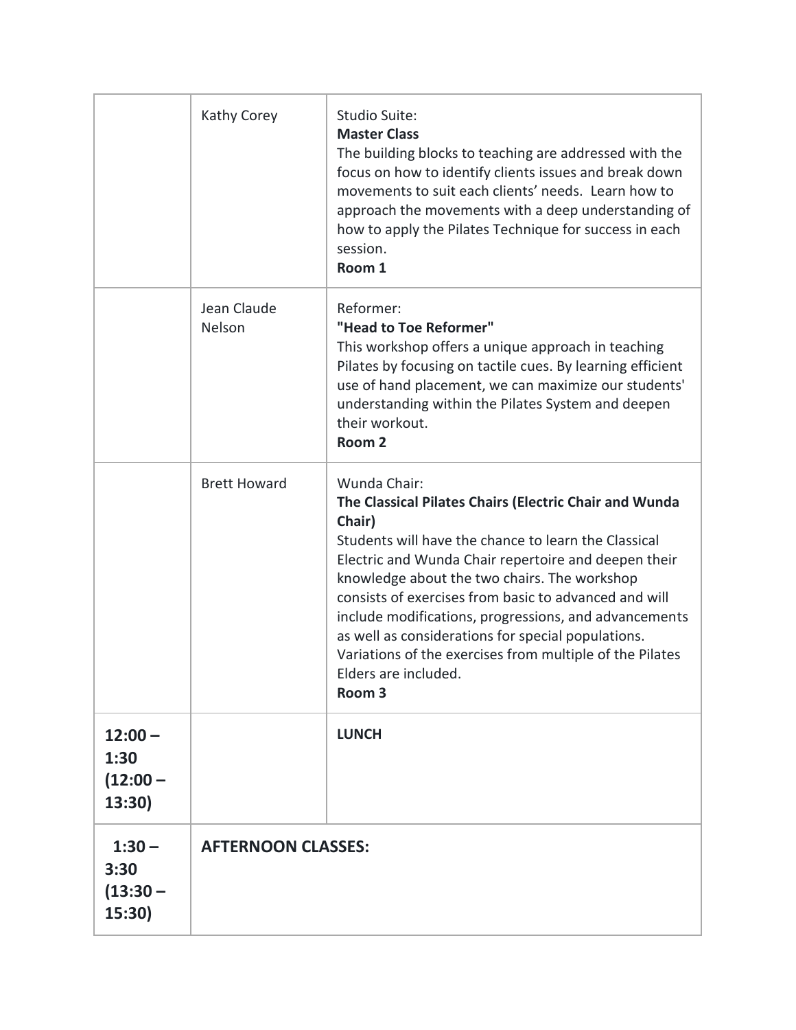| | | |
|---|---|---|
| | Kathy Corey | Studio Suite:<br>**Master Class**<br>The building blocks to teaching are addressed with the focus on how to identify clients issues and break down movements to suit each clients' needs. Learn how to approach the movements with a deep understanding of how to apply the Pilates Technique for success in each session.<br>**Room 1** |
| | Jean Claude Nelson | Reformer:<br>**"Head to Toe Reformer"**<br>This workshop offers a unique approach in teaching Pilates by focusing on tactile cues. By learning efficient use of hand placement, we can maximize our students' understanding within the Pilates System and deepen their workout.<br>**Room 2** |
| | Brett Howard | Wunda Chair:<br>**The Classical Pilates Chairs (Electric Chair and Wunda Chair)**<br>Students will have the chance to learn the Classical Electric and Wunda Chair repertoire and deepen their knowledge about the two chairs. The workshop consists of exercises from basic to advanced and will include modifications, progressions, and advancements as well as considerations for special populations. Variations of the exercises from multiple of the Pilates Elders are included.<br>**Room 3** |
| **12:00 – 1:30 (12:00 – 13:30)** | | **LUNCH** |
| **1:30 – 3:30 (13:30 – 15:30)** | **AFTERNOON CLASSES:** | |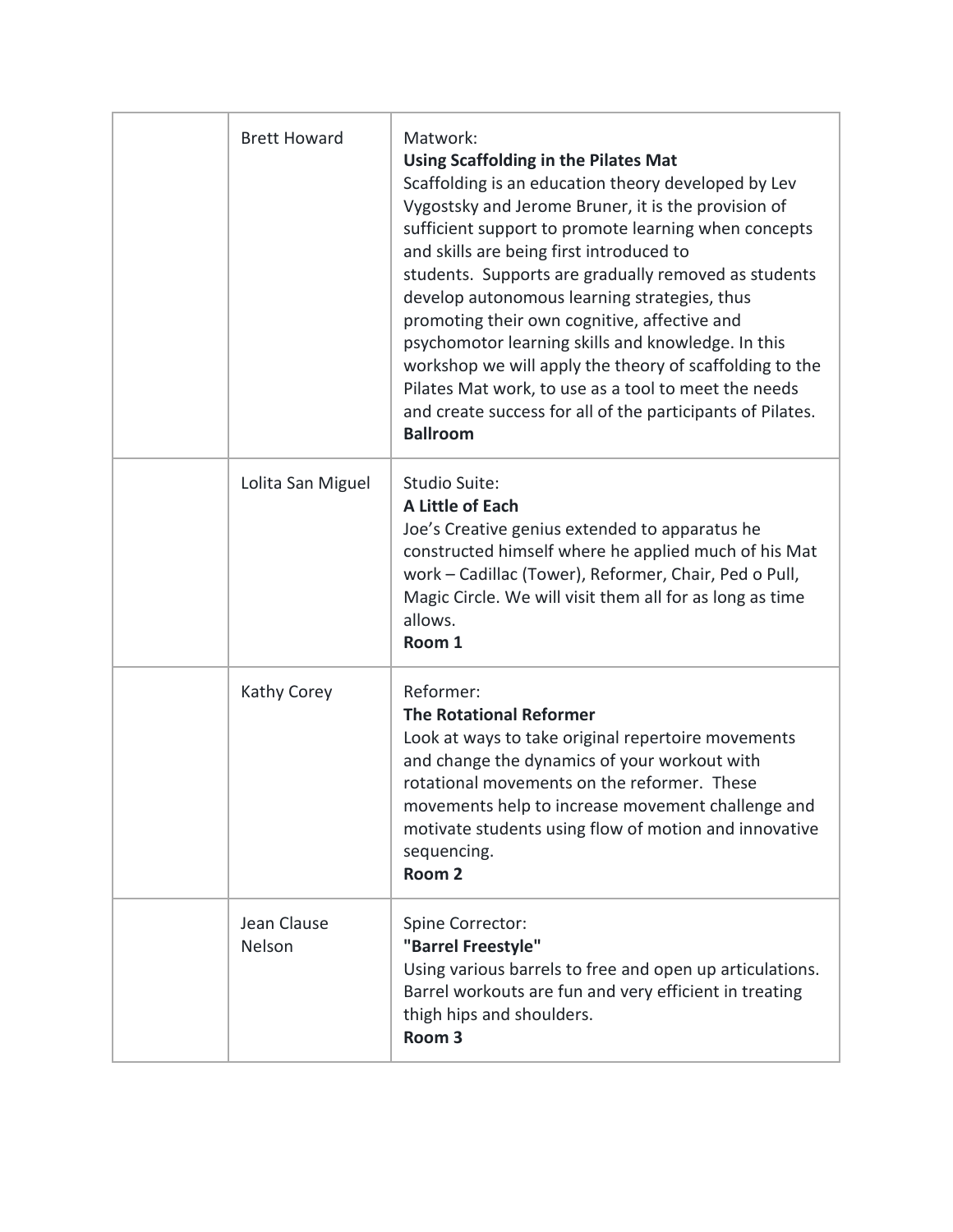| | | |
|---|---|---|
| | Brett Howard | Matwork:<br>**Using Scaffolding in the Pilates Mat**<br>Scaffolding is an education theory developed by Lev Vygostsky and Jerome Bruner, it is the provision of sufficient support to promote learning when concepts and skills are being first introduced to students. Supports are gradually removed as students develop autonomous learning strategies, thus promoting their own cognitive, affective and psychomotor learning skills and knowledge. In this workshop we will apply the theory of scaffolding to the Pilates Mat work, to use as a tool to meet the needs and create success for all of the participants of Pilates.<br>**Ballroom** |
| | Lolita San Miguel | Studio Suite:<br>**A Little of Each**<br>Joe's Creative genius extended to apparatus he constructed himself where he applied much of his Mat work – Cadillac (Tower), Reformer, Chair, Ped o Pull, Magic Circle. We will visit them all for as long as time allows.<br>**Room 1** |
| | Kathy Corey | Reformer:<br>**The Rotational Reformer**<br>Look at ways to take original repertoire movements and change the dynamics of your workout with rotational movements on the reformer. These movements help to increase movement challenge and motivate students using flow of motion and innovative sequencing.<br>**Room 2** |
| | Jean Clause Nelson | Spine Corrector:<br>**"Barrel Freestyle"**<br>Using various barrels to free and open up articulations. Barrel workouts are fun and very efficient in treating thigh hips and shoulders.<br>**Room 3** |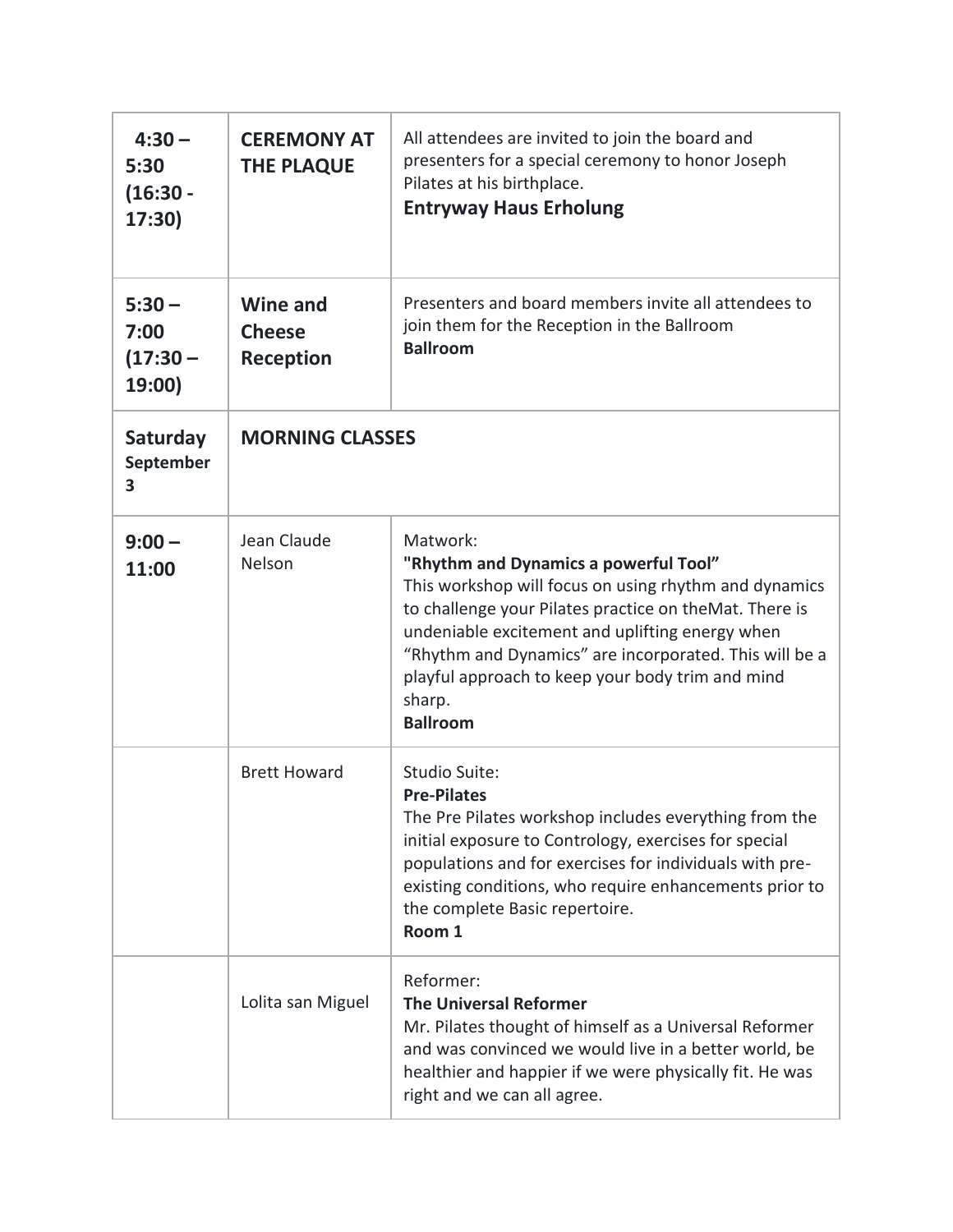| | | |
|---|---|---|
| **4:30 – 5:30 (16:30 - 17:30)** | **CEREMONY AT THE PLAQUE** | All attendees are invited to join the board and presenters for a special ceremony to honor Joseph Pilates at his birthplace.<br>**Entryway Haus Erholung** |
| **5:30 – 7:00 (17:30 – 19:00)** | **Wine and Cheese Reception** | Presenters and board members invite all attendees to join them for the Reception in the Ballroom<br>**Ballroom** |
| **Saturday September 3** | **MORNING CLASSES** | |
| **9:00 – 11:00** | Jean Claude Nelson | Matwork:<br>**"Rhythm and Dynamics a powerful Tool"**<br>This workshop will focus on using rhythm and dynamics to challenge your Pilates practice on theMat. There is undeniable excitement and uplifting energy when "Rhythm and Dynamics" are incorporated. This will be a playful approach to keep your body trim and mind sharp.<br>**Ballroom** |
| | Brett Howard | Studio Suite:<br>**Pre-Pilates**<br>The Pre Pilates workshop includes everything from the initial exposure to Contrology, exercises for special populations and for exercises for individuals with pre-existing conditions, who require enhancements prior to the complete Basic repertoire.<br>**Room 1** |
| | Lolita san Miguel | Reformer:<br>**The Universal Reformer**<br>Mr. Pilates thought of himself as a Universal Reformer and was convinced we would live in a better world, be healthier and happier if we were physically fit. He was right and we can all agree. |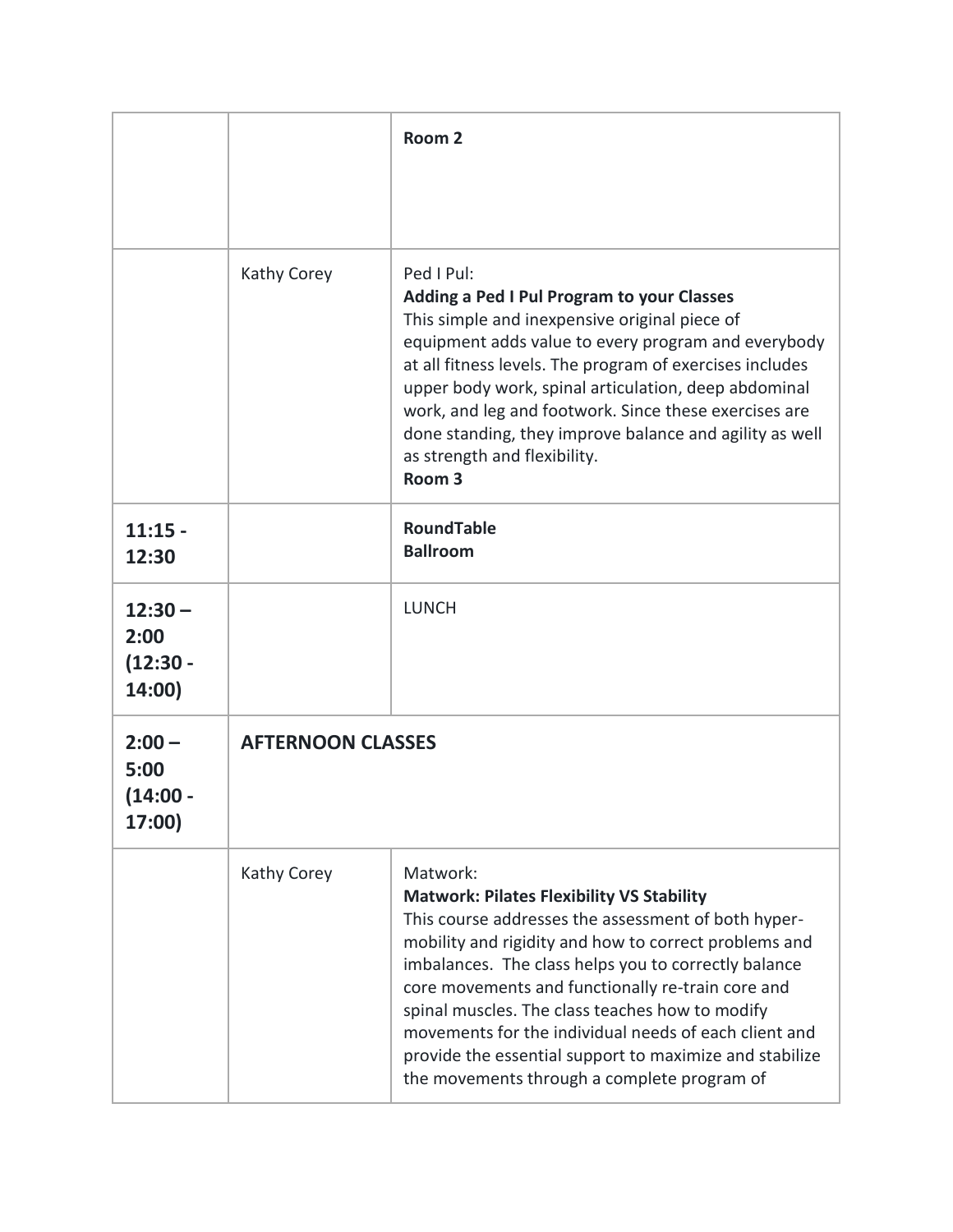|  |  |  |
| --- | --- | --- |
|  |  | **Room 2** |
|  | Kathy Corey | Ped I Pul:<br>**Adding a Ped I Pul Program to your Classes**<br>This simple and inexpensive original piece of equipment adds value to every program and everybody at all fitness levels. The program of exercises includes upper body work, spinal articulation, deep abdominal work, and leg and footwork. Since these exercises are done standing, they improve balance and agility as well as strength and flexibility.<br>**Room 3** |
| **11:15 - 12:30** |  | **RoundTable**<br>**Ballroom** |
| **12:30 – 2:00 (12:30 - 14:00)** |  | LUNCH |
| **2:00 – 5:00 (14:00 - 17:00)** | **AFTERNOON CLASSES** |  |
|  | Kathy Corey | Matwork:<br>**Matwork: Pilates Flexibility VS Stability**<br>This course addresses the assessment of both hyper-mobility and rigidity and how to correct problems and imbalances. The class helps you to correctly balance core movements and functionally re-train core and spinal muscles. The class teaches how to modify movements for the individual needs of each client and provide the essential support to maximize and stabilize the movements through a complete program of |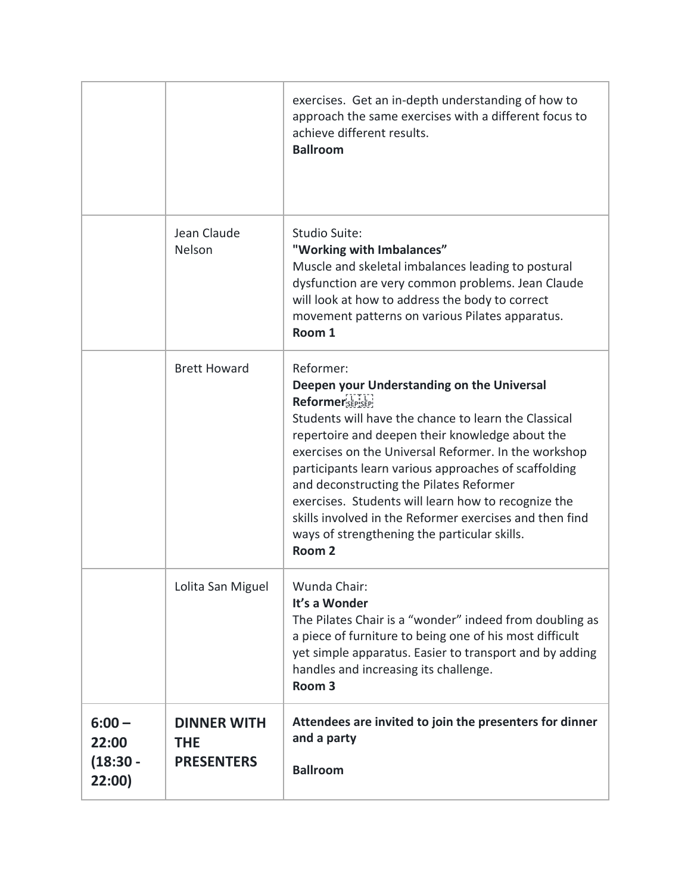| | | |
|---|---|---|
| | | exercises. Get an in-depth understanding of how to approach the same exercises with a different focus to achieve different results.<br>**Ballroom** |
| | Jean Claude Nelson | Studio Suite:<br>**"Working with Imbalances"**<br>Muscle and skeletal imbalances leading to postural dysfunction are very common problems. Jean Claude will look at how to address the body to correct movement patterns on various Pilates apparatus.<br>**Room 1** |
| | Brett Howard | Reformer:<br>**Deepen your Understanding on the Universal Reformer**<br>Students will have the chance to learn the Classical repertoire and deepen their knowledge about the exercises on the Universal Reformer. In the workshop participants learn various approaches of scaffolding and deconstructing the Pilates Reformer exercises. Students will learn how to recognize the skills involved in the Reformer exercises and then find ways of strengthening the particular skills.<br>**Room 2** |
| | Lolita San Miguel | Wunda Chair:<br>**It's a Wonder**<br>The Pilates Chair is a "wonder" indeed from doubling as a piece of furniture to being one of his most difficult yet simple apparatus. Easier to transport and by adding handles and increasing its challenge.<br>**Room 3** |
| **6:00 – 22:00 (18:30 - 22:00)** | **DINNER WITH THE PRESENTERS** | **Attendees are invited to join the presenters for dinner and a party**<br><br>**Ballroom** |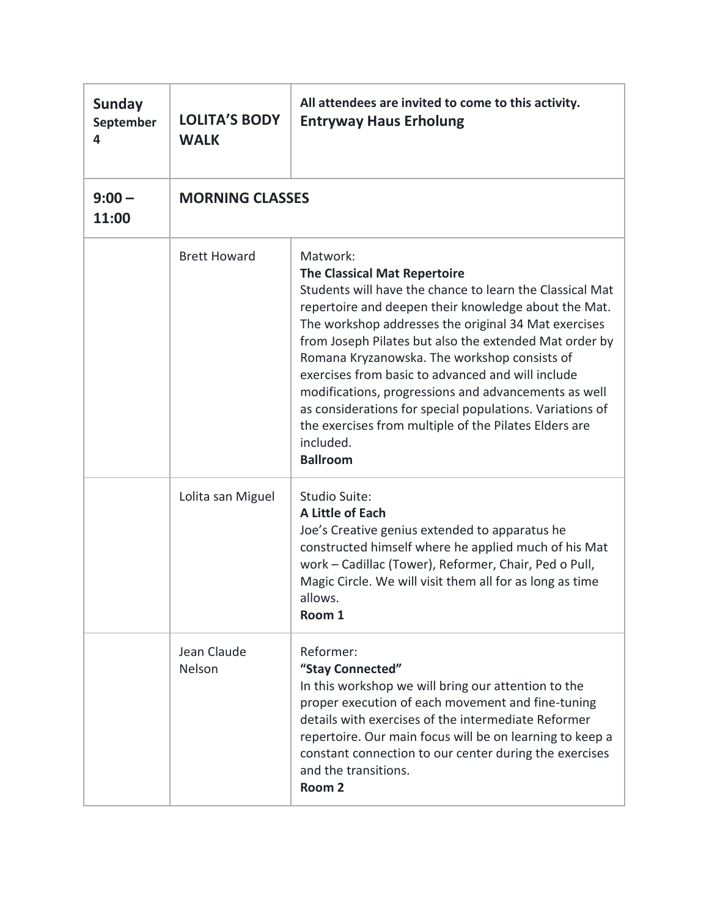| **Sunday** **September 4** | **LOLITA'S BODY WALK** | **All attendees are invited to come to this activity.** **Entryway Haus Erholung** |
|---|---|---|
| **9:00 – 11:00** | **MORNING CLASSES** | |
| | Brett Howard | Matwork: **The Classical Mat Repertoire** Students will have the chance to learn the Classical Mat repertoire and deepen their knowledge about the Mat. The workshop addresses the original 34 Mat exercises from Joseph Pilates but also the extended Mat order by Romana Kryzanowska. The workshop consists of exercises from basic to advanced and will include modifications, progressions and advancements as well as considerations for special populations. Variations of the exercises from multiple of the Pilates Elders are included. **Ballroom** |
| | Lolita san Miguel | Studio Suite: **A Little of Each** Joe's Creative genius extended to apparatus he constructed himself where he applied much of his Mat work – Cadillac (Tower), Reformer, Chair, Ped o Pull, Magic Circle. We will visit them all for as long as time allows. **Room 1** |
| | Jean Claude Nelson | Reformer: **"Stay Connected"** In this workshop we will bring our attention to the proper execution of each movement and fine-tuning details with exercises of the intermediate Reformer repertoire. Our main focus will be on learning to keep a constant connection to our center during the exercises and the transitions. **Room 2** |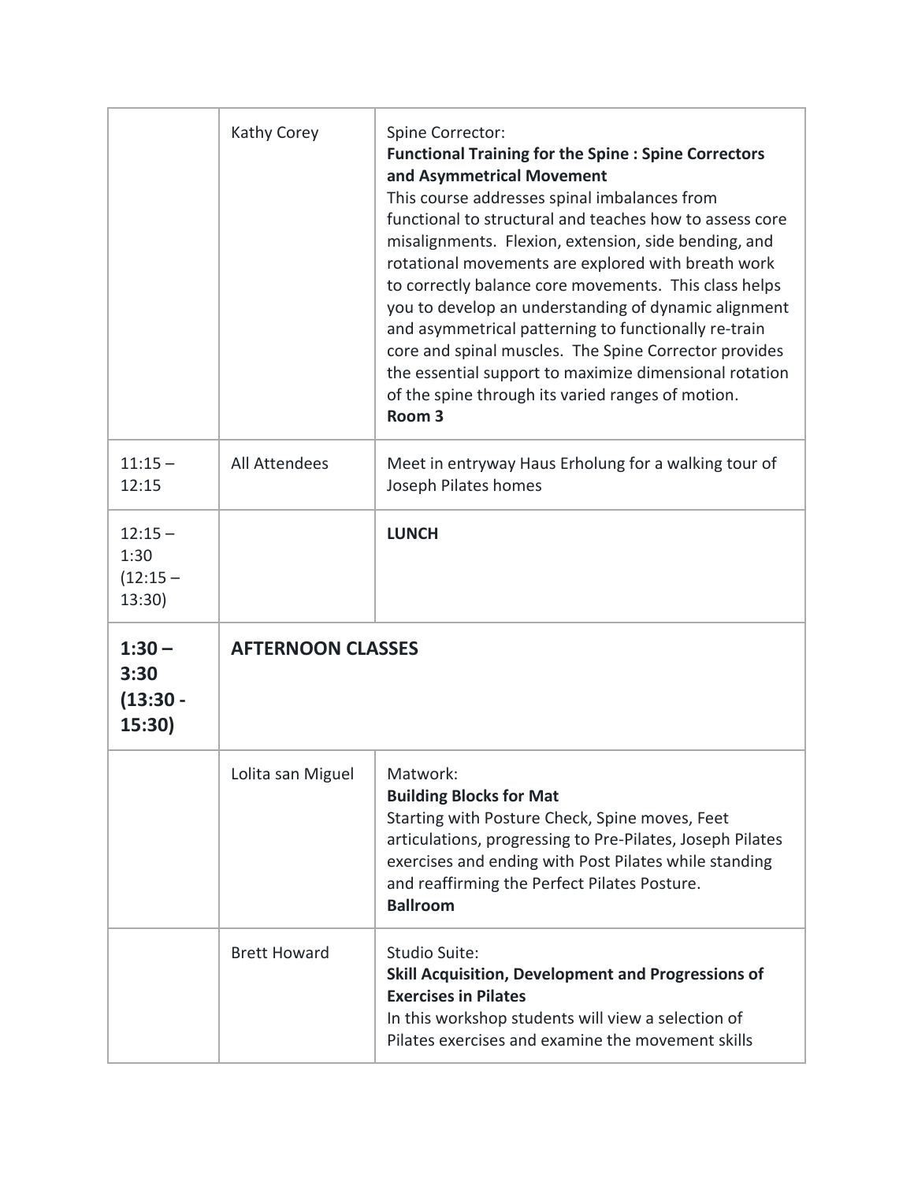| | | |
|---|---|---|
| | Kathy Corey | Spine Corrector: **Functional Training for the Spine : Spine Correctors and Asymmetrical Movement** This course addresses spinal imbalances from functional to structural and teaches how to assess core misalignments. Flexion, extension, side bending, and rotational movements are explored with breath work to correctly balance core movements. This class helps you to develop an understanding of dynamic alignment and asymmetrical patterning to functionally re-train core and spinal muscles. The Spine Corrector provides the essential support to maximize dimensional rotation of the spine through its varied ranges of motion. **Room 3** |
| 11:15 – 12:15 | All Attendees | Meet in entryway Haus Erholung for a walking tour of Joseph Pilates homes |
| 12:15 – 1:30 (12:15 – 13:30) | | **LUNCH** |
| **1:30 – 3:30 (13:30 - 15:30)** | **AFTERNOON CLASSES** | |
| | Lolita san Miguel | Matwork: **Building Blocks for Mat** Starting with Posture Check, Spine moves, Feet articulations, progressing to Pre-Pilates, Joseph Pilates exercises and ending with Post Pilates while standing and reaffirming the Perfect Pilates Posture. **Ballroom** |
| | Brett Howard | Studio Suite: **Skill Acquisition, Development and Progressions of Exercises in Pilates** In this workshop students will view a selection of Pilates exercises and examine the movement skills |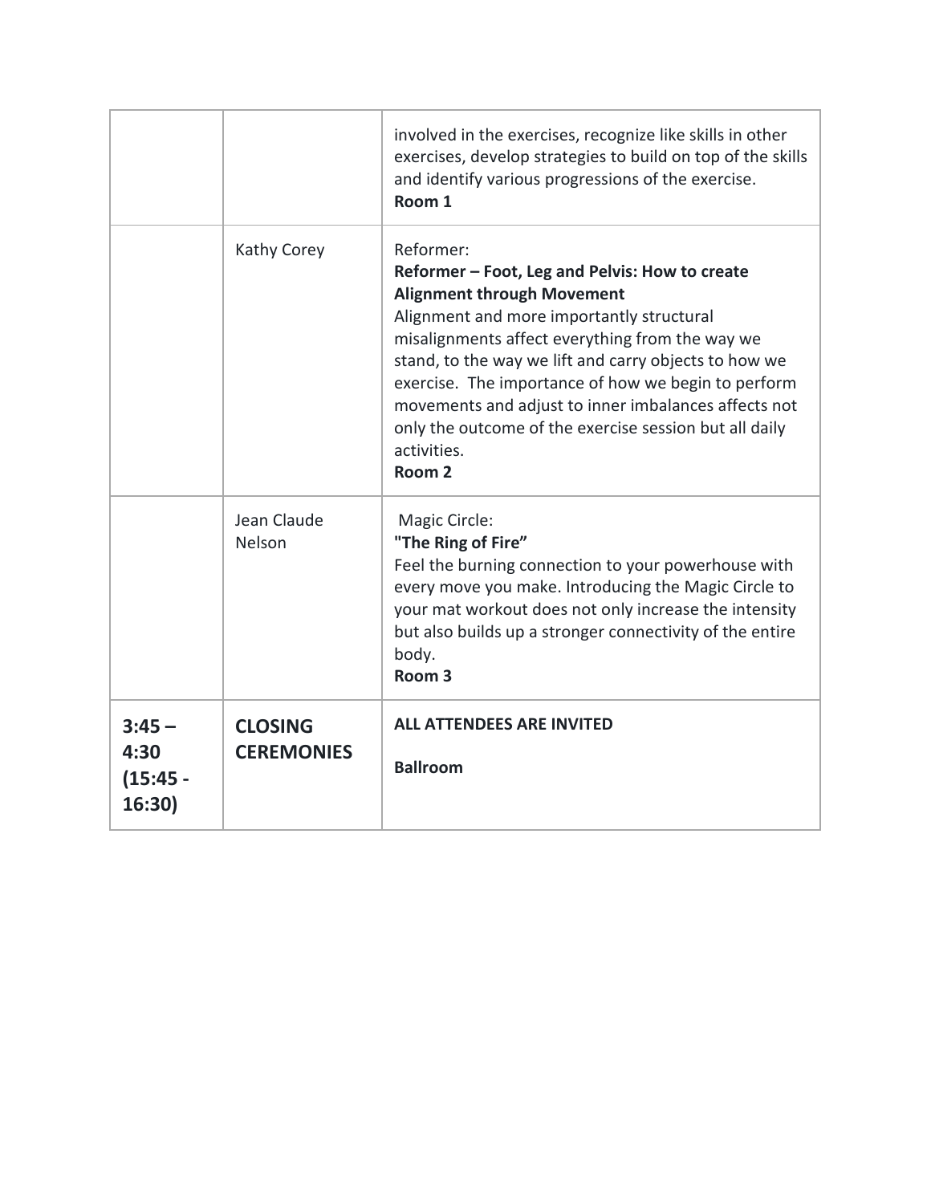| | | |
|---|---|---|
| | | involved in the exercises, recognize like skills in other exercises, develop strategies to build on top of the skills and identify various progressions of the exercise.<br>**Room 1** |
| | Kathy Corey | Reformer:<br>**Reformer – Foot, Leg and Pelvis: How to create Alignment through Movement**<br>Alignment and more importantly structural misalignments affect everything from the way we stand, to the way we lift and carry objects to how we exercise. The importance of how we begin to perform movements and adjust to inner imbalances affects not only the outcome of the exercise session but all daily activities.<br>**Room 2** |
| | Jean Claude Nelson | Magic Circle:<br>**"The Ring of Fire"**<br>Feel the burning connection to your powerhouse with every move you make. Introducing the Magic Circle to your mat workout does not only increase the intensity but also builds up a stronger connectivity of the entire body.<br>**Room 3** |
| **3:45 – 4:30 (15:45 - 16:30)** | **CLOSING CEREMONIES** | **ALL ATTENDEES ARE INVITED**<br><br>**Ballroom** |